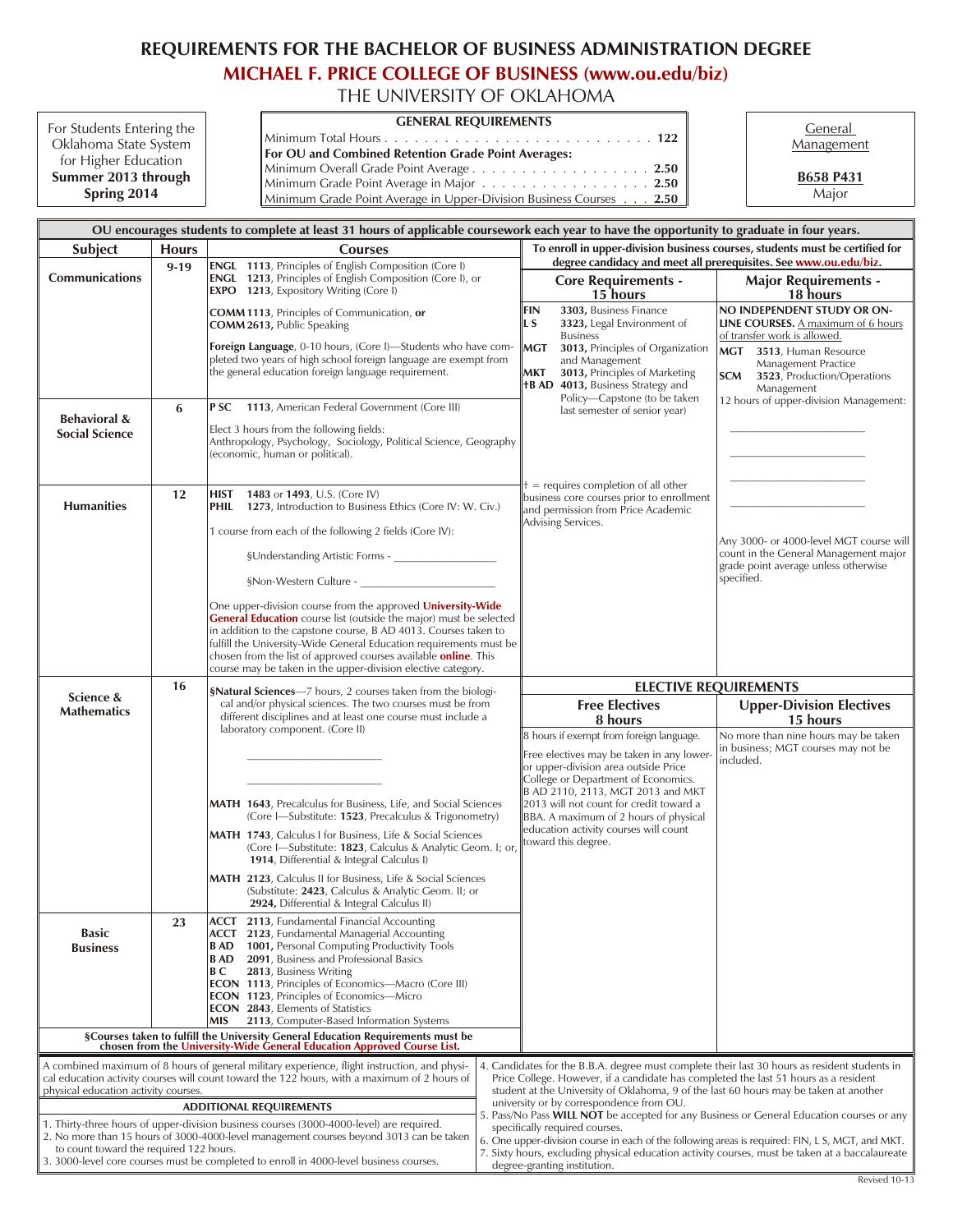# REQUIREMENTS FOR THE BACHELOR OF BUSINESS ADMINISTRATION DEGREE

## MICHAEL F. PRICE COLLEGE OF BUSINESS (www.ou.edu/biz)

### THE UNIVERSITY OF OKLAHOMA

For Students Entering the Oklahoma State System for Higher Education **Summer 2013 through Spring 2014**

**GENERAL REQUIREMENTS**

Minimum Total Hours . . . . . . . . . . . . . . . . . . . . . . . . . . **122**

**For OU and Combined Retention Grade Point Averages:**

Minimum Overall Grade Point Average . . . . . . . . . . . . . . . . . **2.50**
Minimum Grade Point Average in Major . . . . . . . . . . . . . . . . . **2.50**
Minimum Grade Point Average in Upper-Division Business Courses . . . **2.50**

General Management

**B658 P431**
Major

**OU encourages students to complete at least 31 hours of applicable coursework each year to have the opportunity to graduate in four years.**

| Subject | Hours | Courses |
|---|---|---|
| **Communications** | 9-19 | **ENGL 1113**, Principles of English Composition (Core I)<br>**ENGL 1213**, Principles of English Composition (Core I), or<br>**EXPO 1213**, Expository Writing (Core I)<br><br>**COMM 1113**, Principles of Communication, **or**<br>**COMM 2613**, Public Speaking<br><br>**Foreign Language**, 0-10 hours, (Core I)—Students who have completed two years of high school foreign language are exempt from the general education foreign language requirement. |
| **Behavioral & Social Science** | 6 | **P SC 1113**, American Federal Government (Core III)<br><br>Elect 3 hours from the following fields:<br>Anthropology, Psychology, Sociology, Political Science, Geography (economic, human or political). |
| **Humanities** | 12 | **HIST 1483** or **1493**, U.S. (Core IV)<br>**PHIL 1273**, Introduction to Business Ethics (Core IV: W. Civ.)<br><br>1 course from each of the following 2 fields (Core IV):<br>§Understanding Artistic Forms - ________________<br>§Non-Western Culture - ________________<br><br>One upper-division course from the approved **University-Wide General Education** course list (outside the major) must be selected in addition to the capstone course, B AD 4013. Courses taken to fulfill the University-Wide General Education requirements must be chosen from the list of approved courses available **online**. This course may be taken in the upper-division elective category. |
| **Science & Mathematics** | 16 | **§Natural Sciences**—7 hours, 2 courses taken from the biological and/or physical sciences. The two courses must be from different disciplines and at least one course must include a laboratory component. (Core II)<br>________________<br>________________<br><br>**MATH 1643**, Precalculus for Business, Life, and Social Sciences (Core I—Substitute: **1523**, Precalculus & Trigonometry)<br><br>**MATH 1743**, Calculus I for Business, Life & Social Sciences (Core I—Substitute: **1823**, Calculus & Analytic Geom. I; or, **1914**, Differential & Integral Calculus I)<br><br>**MATH 2123**, Calculus II for Business, Life & Social Sciences (Substitute: **2423**, Calculus & Analytic Geom. II; or **2924**, Differential & Integral Calculus II) |
| **Basic Business** | 23 | **ACCT 2113**, Fundamental Financial Accounting<br>**ACCT 2123**, Fundamental Managerial Accounting<br>**B AD 1001**, Personal Computing Productivity Tools<br>**B AD 2091**, Business and Professional Basics<br>**B C 2813**, Business Writing<br>**ECON 1113**, Principles of Economics—Macro (Core III)<br>**ECON 1123**, Principles of Economics—Micro<br>**ECON 2843**, Elements of Statistics<br>**MIS 2113**, Computer-Based Information Systems |

**§Courses taken to fulfill the University General Education Requirements must be chosen from the University-Wide General Education Approved Course List.**

**To enroll in upper-division business courses, students must be certified for degree candidacy and meet all prerequisites. See www.ou.edu/biz.**

| Core Requirements - 15 hours | Major Requirements - 18 hours |
|---|---|
| **FIN 3303**, Business Finance<br>**L S 3323**, Legal Environment of Business<br>**MGT 3013**, Principles of Organization and Management<br>**MKT 3013**, Principles of Marketing<br>**†B AD 4013**, Business Strategy and Policy—Capstone (to be taken last semester of senior year)<br><br>† = requires completion of all other business core courses prior to enrollment and permission from Price Academic Advising Services. | **NO INDEPENDENT STUDY OR ONLINE COURSES.** A maximum of 6 hours of transfer work is allowed.<br>**MGT 3513**, Human Resource Management Practice<br>**SCM 3523**, Production/Operations Management<br>12 hours of upper-division Management:<br>________________<br>________________<br>________________<br>________________<br><br>Any 3000- or 4000-level MGT course will count in the General Management major grade point average unless otherwise specified. |

**ELECTIVE REQUIREMENTS**

| Free Electives 8 hours | Upper-Division Electives 15 hours |
|---|---|
| 8 hours if exempt from foreign language.<br><br>Free electives may be taken in any lower- or upper-division area outside Price College or Department of Economics. B AD 2110, 2113, MGT 2013 and MKT 2013 will not count for credit toward a BBA. A maximum of 2 hours of physical education activity courses will count toward this degree. | No more than nine hours may be taken in business; MGT courses may not be included. |

A combined maximum of 8 hours of general military experience, flight instruction, and physical education activity courses will count toward the 122 hours, with a maximum of 2 hours of physical education activity courses.

**ADDITIONAL REQUIREMENTS**

1. Thirty-three hours of upper-division business courses (3000-4000-level) are required.
2. No more than 15 hours of 3000-4000-level management courses beyond 3013 can be taken to count toward the required 122 hours.
3. 3000-level core courses must be completed to enroll in 4000-level business courses.
4. Candidates for the B.B.A. degree must complete their last 30 hours as resident students in Price College. However, if a candidate has completed the last 51 hours as a resident student at the University of Oklahoma, 9 of the last 60 hours may be taken at another university or by correspondence from OU.
5. Pass/No Pass **WILL NOT** be accepted for any Business or General Education courses or any specifically required courses.
6. One upper-division course in each of the following areas is required: FIN, L S, MGT, and MKT.
7. Sixty hours, excluding physical education activity courses, must be taken at a baccalaureate degree-granting institution.

Revised 10-13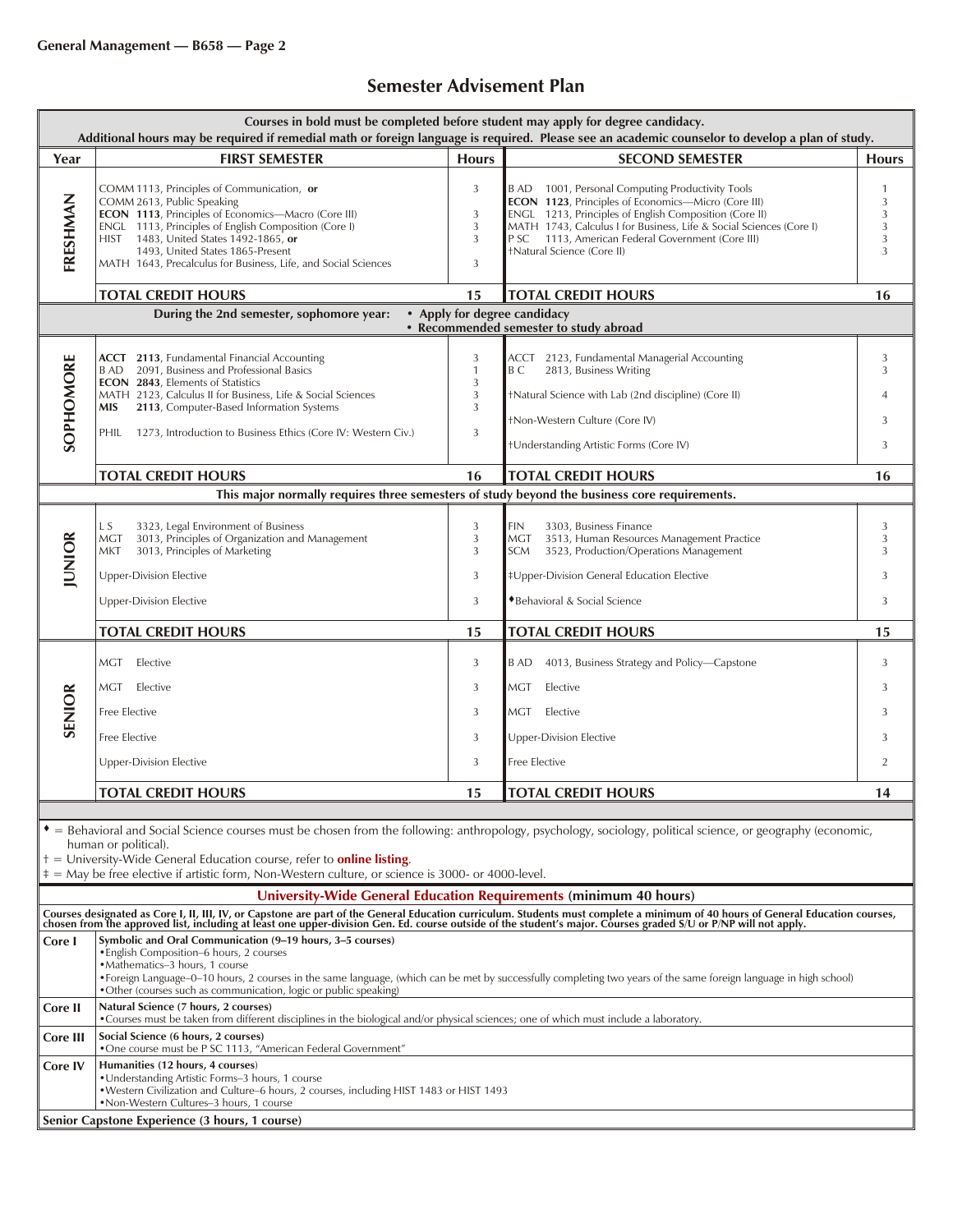## Semester Advisement Plan

**Courses in bold must be completed before student may apply for degree candidacy.**
**Additional hours may be required if remedial math or foreign language is required. Please see an academic counselor to develop a plan of study.**

| Year | FIRST SEMESTER | Hours | SECOND SEMESTER | Hours |
|---|---|---|---|---|
| FRESHMAN | COMM 1113, Principles of Communication, **or** COMM 2613, Public Speaking | 3 | B AD 1001, Personal Computing Productivity Tools | 1 |
| | **ECON 1113**, Principles of Economics—Macro (Core III) | 3 | **ECON 1123**, Principles of Economics—Micro (Core III) | 3 |
| | ENGL 1113, Principles of English Composition (Core I) | 3 | ENGL 1213, Principles of English Composition (Core II) | 3 |
| | HIST 1483, United States 1492-1865, **or** 1493, United States 1865-Present | 3 | MATH 1743, Calculus I for Business, Life & Social Sciences (Core I) | 3 |
| | MATH 1643, Precalculus for Business, Life, and Social Sciences | 3 | P SC 1113, American Federal Government (Core III) | 3 |
| | | | †Natural Science (Core II) | 3 |
| | **TOTAL CREDIT HOURS** | **15** | **TOTAL CREDIT HOURS** | **16** |
| | **During the 2nd semester, sophomore year:** | | **• Apply for degree candidacy • Recommended semester to study abroad** | |
| SOPHOMORE | **ACCT 2113**, Fundamental Financial Accounting | 3 | ACCT 2123, Fundamental Managerial Accounting | 3 |
| | B AD 2091, Business and Professional Basics | 1 | B C 2813, Business Writing | 3 |
| | **ECON 2843**, Elements of Statistics | 3 | †Natural Science with Lab (2nd discipline) (Core II) | 4 |
| | MATH 2123, Calculus II for Business, Life & Social Sciences | 3 | †Non-Western Culture (Core IV) | 3 |
| | **MIS 2113**, Computer-Based Information Systems | 3 | †Understanding Artistic Forms (Core IV) | 3 |
| | PHIL 1273, Introduction to Business Ethics (Core IV: Western Civ.) | 3 | | |
| | **TOTAL CREDIT HOURS** | **16** | **TOTAL CREDIT HOURS** | **16** |
| | **This major normally requires three semesters of study beyond the business core requirements.** | | | |
| JUNIOR | L S 3323, Legal Environment of Business | 3 | FIN 3303, Business Finance | 3 |
| | MGT 3013, Principles of Organization and Management | 3 | MGT 3513, Human Resources Management Practice | 3 |
| | MKT 3013, Principles of Marketing | 3 | SCM 3523, Production/Operations Management | 3 |
| | Upper-Division Elective | 3 | ‡Upper-Division General Education Elective | 3 |
| | Upper-Division Elective | 3 | ♦Behavioral & Social Science | 3 |
| | **TOTAL CREDIT HOURS** | **15** | **TOTAL CREDIT HOURS** | **15** |
| SENIOR | MGT Elective | 3 | B AD 4013, Business Strategy and Policy—Capstone | 3 |
| | MGT Elective | 3 | MGT Elective | 3 |
| | Free Elective | 3 | MGT Elective | 3 |
| | Free Elective | 3 | Upper-Division Elective | 3 |
| | Upper-Division Elective | 3 | Free Elective | 2 |
| | **TOTAL CREDIT HOURS** | **15** | **TOTAL CREDIT HOURS** | **14** |

♦ = Behavioral and Social Science courses must be chosen from the following: anthropology, psychology, sociology, political science, or geography (economic, human or political).
† = University-Wide General Education course, refer to **online listing**.
‡ = May be free elective if artistic form, Non-Western culture, or science is 3000- or 4000-level.

### University-Wide General Education Requirements (minimum 40 hours)

**Courses designated as Core I, II, III, IV, or Capstone are part of the General Education curriculum. Students must complete a minimum of 40 hours of General Education courses, chosen from the approved list, including at least one upper-division Gen. Ed. course outside of the student's major. Courses graded S/U or P/NP will not apply.**

| | |
|---|---|
| **Core I** | **Symbolic and Oral Communication (9–19 hours, 3–5 courses)**<br>• English Composition–6 hours, 2 courses<br>• Mathematics–3 hours, 1 course<br>• Foreign Language–0–10 hours, 2 courses in the same language, (which can be met by successfully completing two years of the same foreign language in high school)<br>• Other (courses such as communication, logic or public speaking) |
| **Core II** | **Natural Science (7 hours, 2 courses)**<br>• Courses must be taken from different disciplines in the biological and/or physical sciences; one of which must include a laboratory. |
| **Core III** | **Social Science (6 hours, 2 courses)**<br>• One course must be P SC 1113, "American Federal Government" |
| **Core IV** | **Humanities (12 hours, 4 courses)**<br>• Understanding Artistic Forms–3 hours, 1 course<br>• Western Civilization and Culture–6 hours, 2 courses, including HIST 1483 or HIST 1493<br>• Non-Western Cultures–3 hours, 1 course |

**Senior Capstone Experience (3 hours, 1 course)**